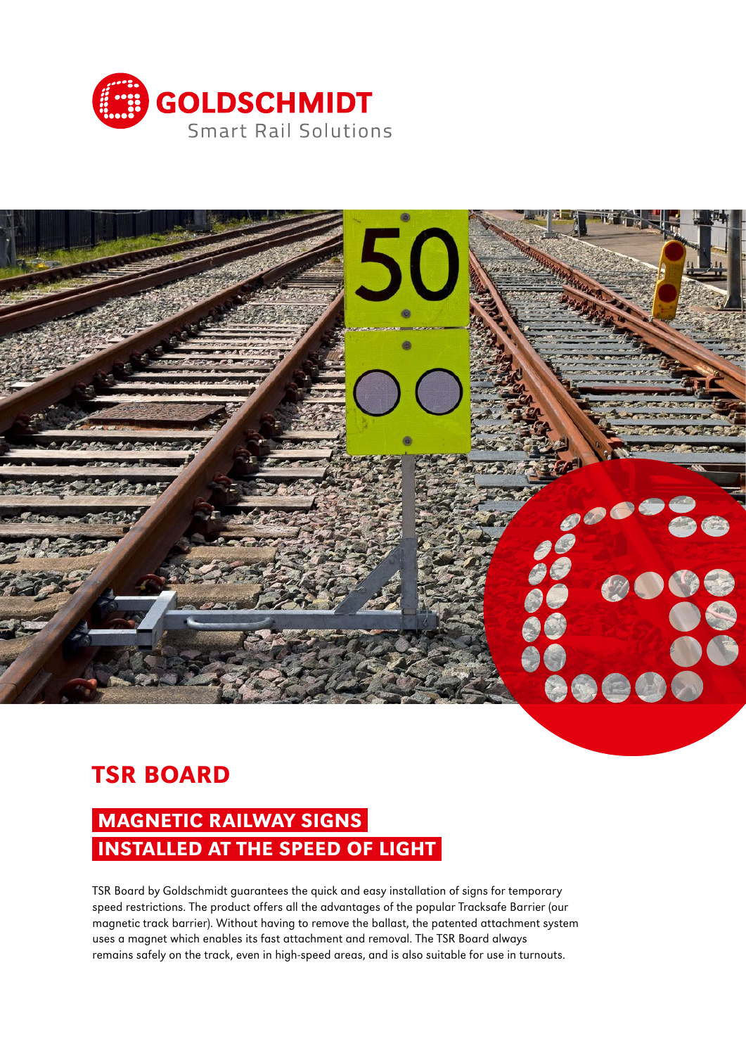GOLDSCHMIDT

Smart Rail Solutions

# TSR BOARD

## MAGNETIC RAILWAY SIGNS INSTALLED AT THE SPEED OF LIGHT

TSR Board by Goldschmidt guarantees the quick and easy installation of signs for temporary speed restrictions. The product offers all the advantages of the popular Tracksafe Barrier (our magnetic track barrier). Without having to remove the ballast, the patented attachment system uses a magnet which enables its fast attachment and removal. The TSR Board always remains safely on the track, even in high-speed areas, and is also suitable for use in turnouts.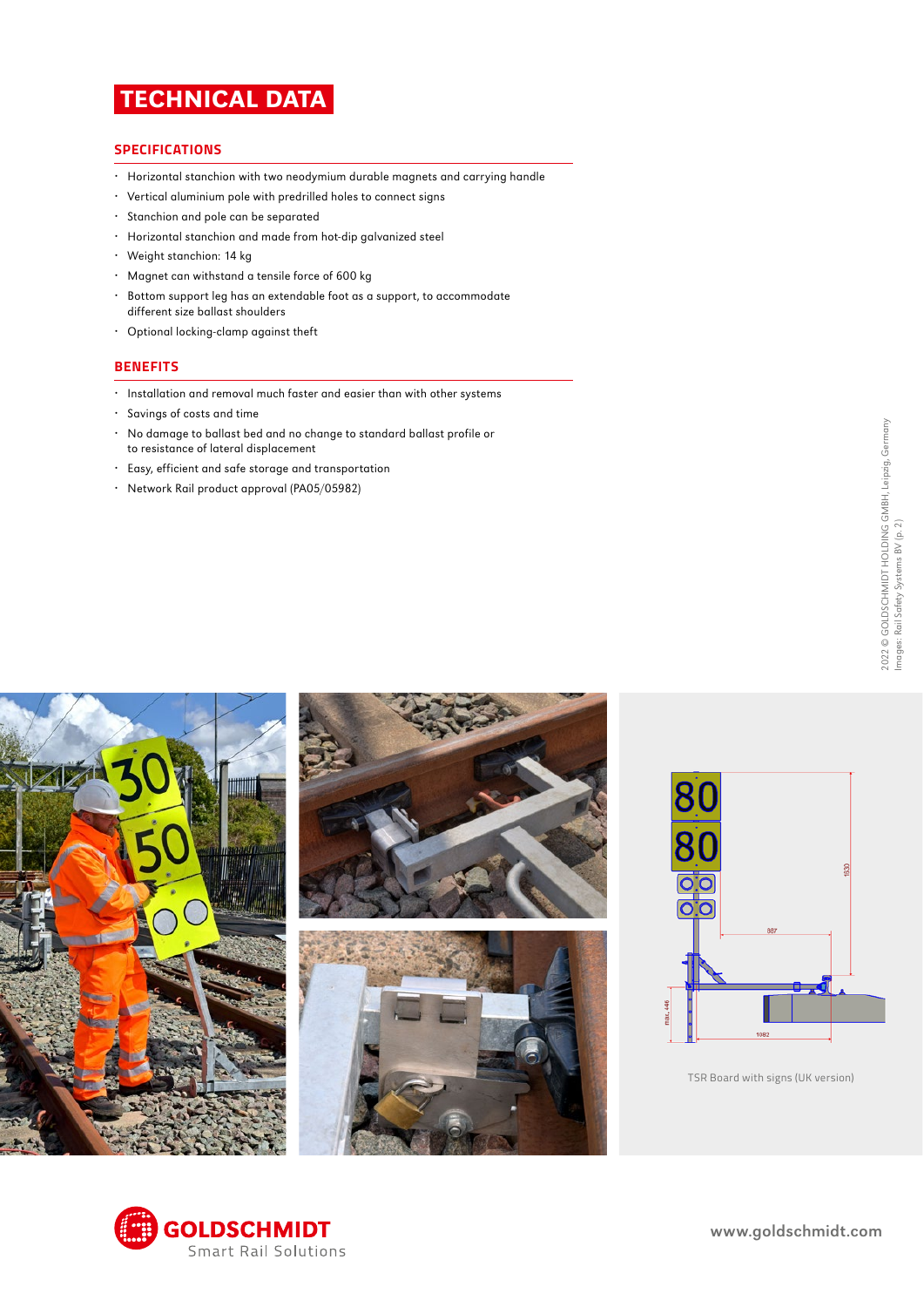# TECHNICAL DATA

## SPECIFICATIONS

- Horizontal stanchion with two neodymium durable magnets and carrying handle
- Vertical aluminium pole with predrilled holes to connect signs
- Stanchion and pole can be separated
- Horizontal stanchion and made from hot-dip galvanized steel
- Weight stanchion: 14 kg
- Magnet can withstand a tensile force of 600 kg
- Bottom support leg has an extendable foot as a support, to accommodate different size ballast shoulders
- Optional locking-clamp against theft

## BENEFITS

- Installation and removal much faster and easier than with other systems
- Savings of costs and time
- No damage to ballast bed and no change to standard ballast profile or to resistance of lateral displacement
- Easy, efficient and safe storage and transportation
- Network Rail product approval (PA05/05982)

2022 © GOLDSCHMIDT HOLDING GMBH, Leipzig, Germany
Images: Rail Safety Systems BV (p. 2)

80
80
1530
987
max. 446
1082

TSR Board with signs (UK version)

GOLDSCHMIDT
Smart Rail Solutions

www.goldschmidt.com